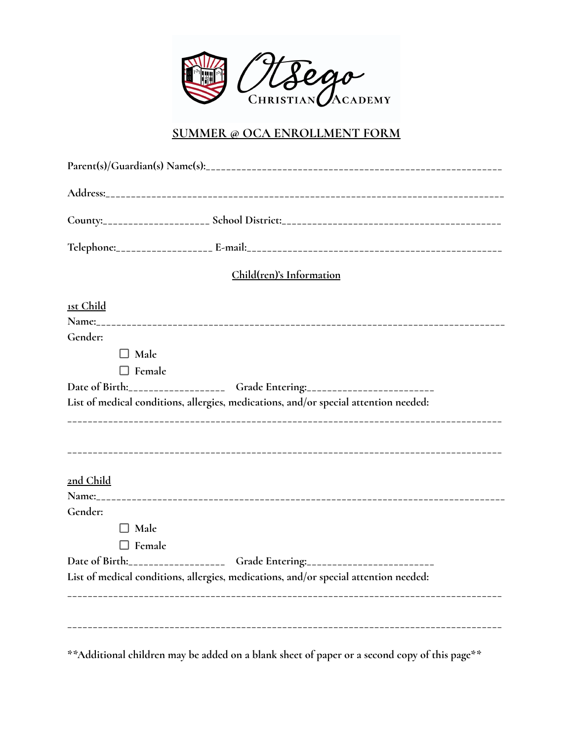Otsego Christian Academy

# SUMMER @ OCA ENROLLMENT FORM

**Parent(s)/Guardian(s) Name(s):**_______________________________________________________

**Address:**___________________________________________________________________________

**County:**____________________ **School District:**_________________________________________

**Telephone:**__________________ **E-mail:**_______________________________________________

## Child(ren)'s Information

**1st Child**

**Name:**_____________________________________________________________________________

**Gender:**

- ☐ Male
- ☐ Female

**Date of Birth:**__________________ **Grade Entering:**________________________

**List of medical conditions, allergies, medications, and/or special attention needed:**

_________________________________________________________________________________

_________________________________________________________________________________

**2nd Child**

**Name:**_____________________________________________________________________________

**Gender:**

- ☐ Male
- ☐ Female

**Date of Birth:**__________________ **Grade Entering:**________________________

**List of medical conditions, allergies, medications, and/or special attention needed:**

_________________________________________________________________________________

_________________________________________________________________________________

**\*\*Additional children may be added on a blank sheet of paper or a second copy of this page\*\***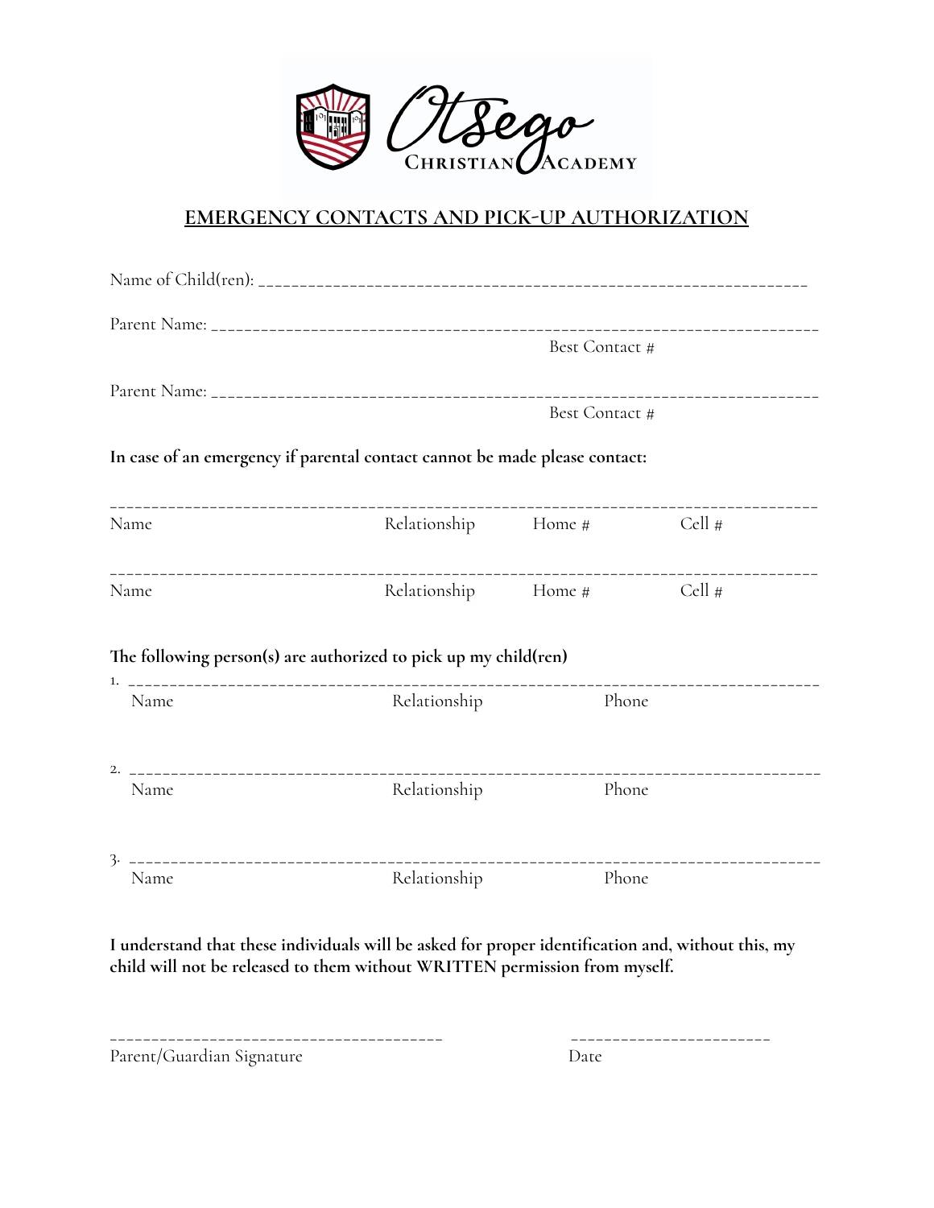Otsego Christian Academy

## EMERGENCY CONTACTS AND PICK-UP AUTHORIZATION

Name of Child(ren): ____________________________________________________________________

Parent Name: ____________________________________________________________________________
Best Contact #

Parent Name: ____________________________________________________________________________
Best Contact #

**In case of an emergency if parental contact cannot be made please contact:**

_________________________________________________________________________________________
Name Relationship Home # Cell #

_________________________________________________________________________________________
Name Relationship Home # Cell #

**The following person(s) are authorized to pick up my child(ren)**

1. _______________________________________________________________________________________
Name Relationship Phone

2. _______________________________________________________________________________________
Name Relationship Phone

3. _______________________________________________________________________________________
Name Relationship Phone

**I understand that these individuals will be asked for proper identification and, without this, my child will not be released to them without WRITTEN permission from myself.**

________________________________________ ________________________
Parent/Guardian Signature Date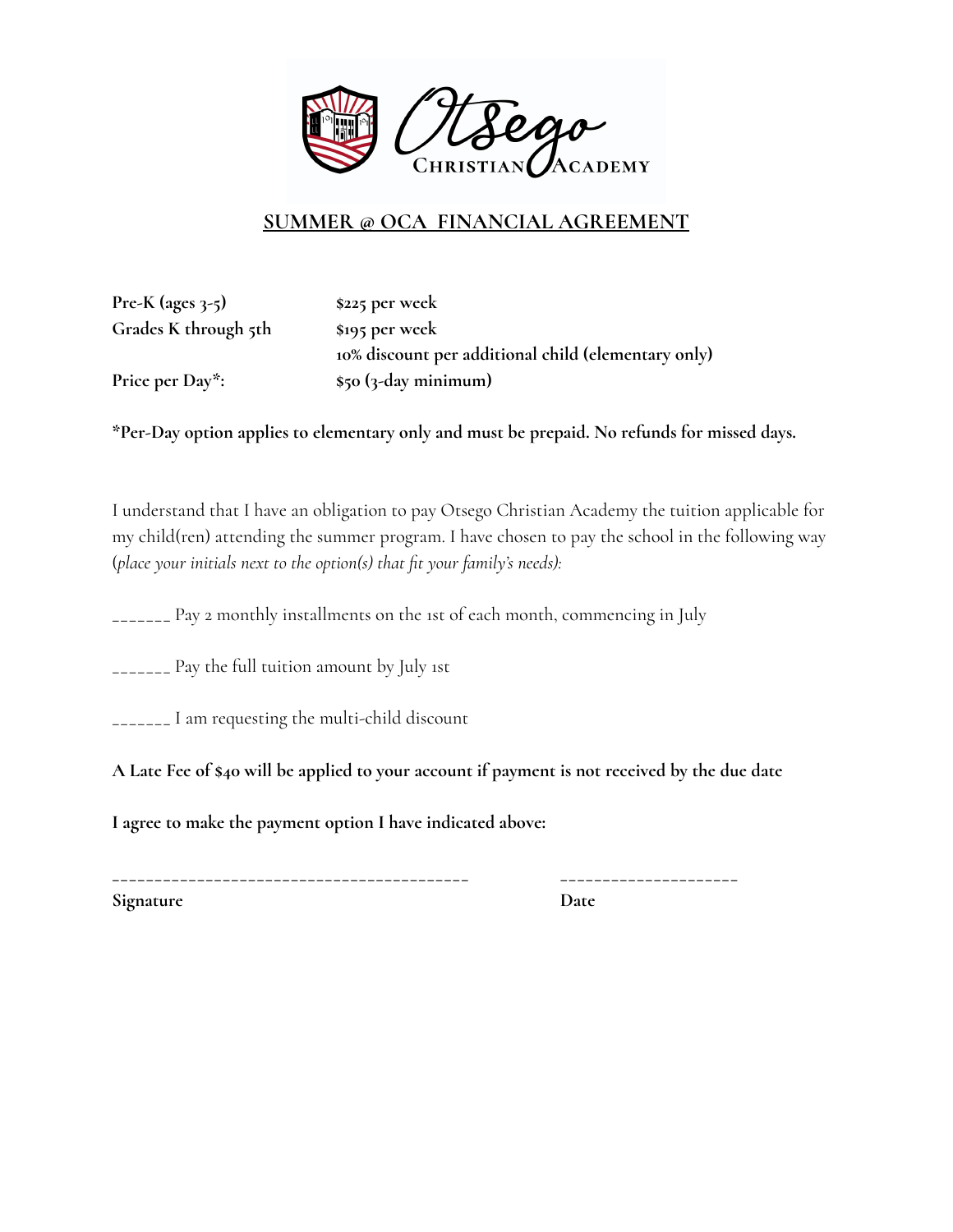Otsego Christian Academy

## SUMMER @ OCA FINANCIAL AGREEMENT

| | |
|---|---|
| **Pre-K (ages 3-5)** | **$225 per week** |
| **Grades K through 5th** | **$195 per week** |
| | **10% discount per additional child (elementary only)** |
| **Price per Day*:** | **$50 (3-day minimum)** |

***Per-Day option applies to elementary only and must be prepaid. No refunds for missed days.**

I understand that I have an obligation to pay Otsego Christian Academy the tuition applicable for my child(ren) attending the summer program. I have chosen to pay the school in the following way (*place your initials next to the option(s) that fit your family's needs):*

______ Pay 2 monthly installments on the 1st of each month, commencing in July

______ Pay the full tuition amount by July 1st

______ I am requesting the multi-child discount

**A Late Fee of $40 will be applied to your account if payment is not received by the due date**

**I agree to make the payment option I have indicated above:**

_________________________________________ ____________________

**Signature** **Date**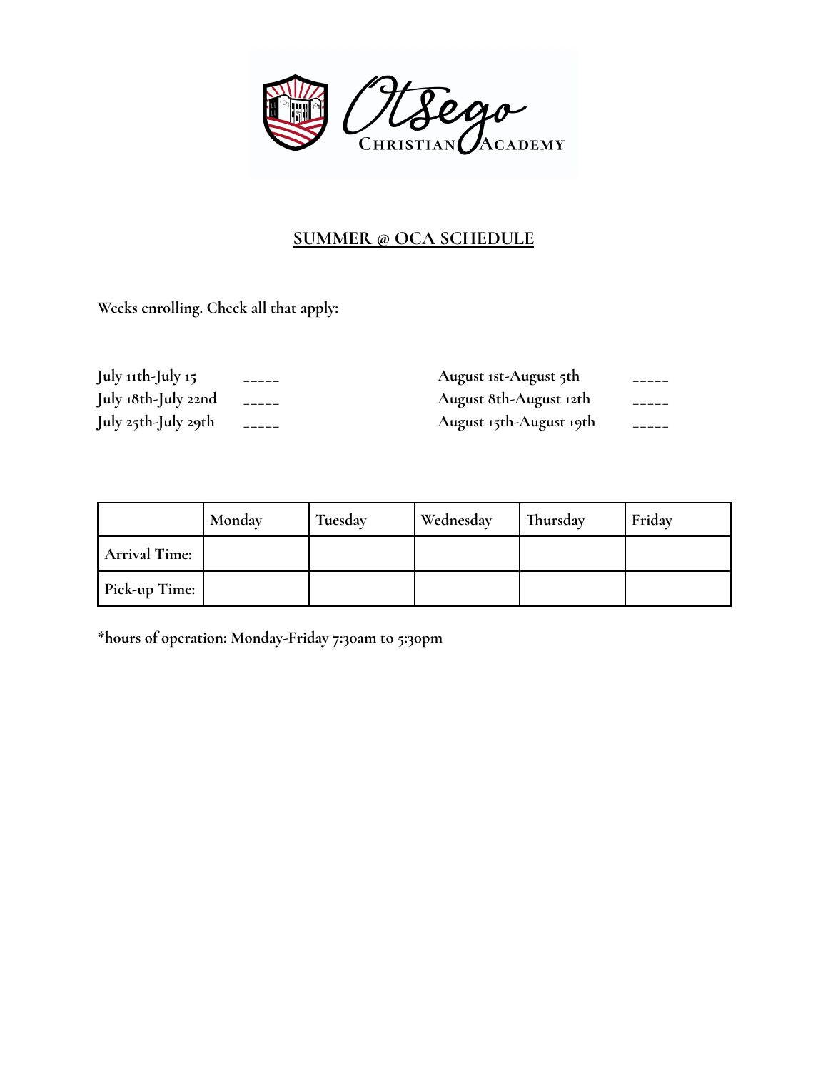## SUMMER @ OCA SCHEDULE

**Weeks enrolling. Check all that apply:**

| | | | |
|---|---|---|---|
| **July 11th-July 15** | _____ | **August 1st-August 5th** | _____ |
| **July 18th-July 22nd** | _____ | **August 8th-August 12th** | _____ |
| **July 25th-July 29th** | _____ | **August 15th-August 19th** | _____ |

| | Monday | Tuesday | Wednesday | Thursday | Friday |
|---|---|---|---|---|---|
| Arrival Time: | | | | | |
| Pick-up Time: | | | | | |

***hours of operation: Monday-Friday 7:30am to 5:30pm**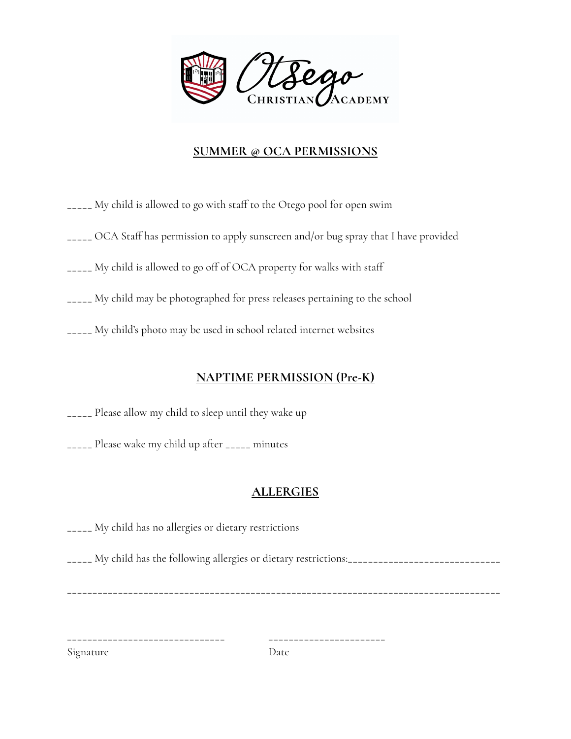Otsego CHRISTIAN ACADEMY

## SUMMER @ OCA PERMISSIONS

_____ My child is allowed to go with staff to the Otego pool for open swim

_____ OCA Staff has permission to apply sunscreen and/or bug spray that I have provided

_____ My child is allowed to go off of OCA property for walks with staff

_____ My child may be photographed for press releases pertaining to the school

_____ My child's photo may be used in school related internet websites

## NAPTIME PERMISSION (Pre-K)

_____ Please allow my child to sleep until they wake up

_____ Please wake my child up after _____ minutes

## ALLERGIES

_____ My child has no allergies or dietary restrictions

_____ My child has the following allergies or dietary restrictions:_____________________________

_____________________________________________________________________________________

_____________________________ Signature

______________________ Date